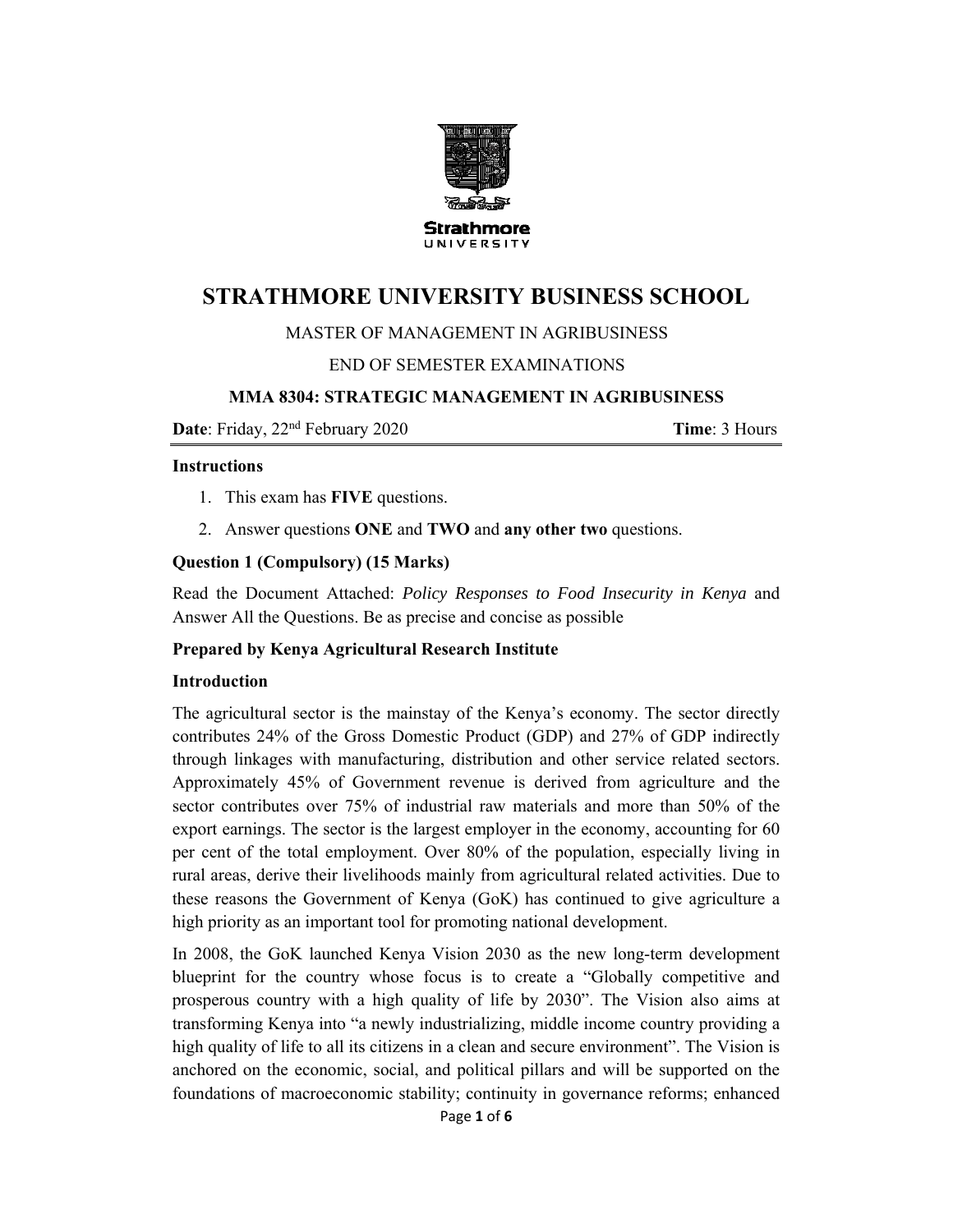Strathmore UNIVERSITY

# STRATHMORE UNIVERSITY BUSINESS SCHOOL

MASTER OF MANAGEMENT IN AGRIBUSINESS

END OF SEMESTER EXAMINATIONS

**MMA 8304: STRATEGIC MANAGEMENT IN AGRIBUSINESS**

**Date**: Friday, 22nd February 2020 **Time**: 3 Hours

**Instructions**

1. This exam has **FIVE** questions.
2. Answer questions **ONE** and **TWO** and **any other two** questions.

**Question 1 (Compulsory) (15 Marks)**

Read the Document Attached: *Policy Responses to Food Insecurity in Kenya* and Answer All the Questions. Be as precise and concise as possible

**Prepared by Kenya Agricultural Research Institute**

**Introduction**

The agricultural sector is the mainstay of the Kenya's economy. The sector directly contributes 24% of the Gross Domestic Product (GDP) and 27% of GDP indirectly through linkages with manufacturing, distribution and other service related sectors. Approximately 45% of Government revenue is derived from agriculture and the sector contributes over 75% of industrial raw materials and more than 50% of the export earnings. The sector is the largest employer in the economy, accounting for 60 per cent of the total employment. Over 80% of the population, especially living in rural areas, derive their livelihoods mainly from agricultural related activities. Due to these reasons the Government of Kenya (GoK) has continued to give agriculture a high priority as an important tool for promoting national development.

In 2008, the GoK launched Kenya Vision 2030 as the new long-term development blueprint for the country whose focus is to create a "Globally competitive and prosperous country with a high quality of life by 2030". The Vision also aims at transforming Kenya into "a newly industrializing, middle income country providing a high quality of life to all its citizens in a clean and secure environment". The Vision is anchored on the economic, social, and political pillars and will be supported on the foundations of macroeconomic stability; continuity in governance reforms; enhanced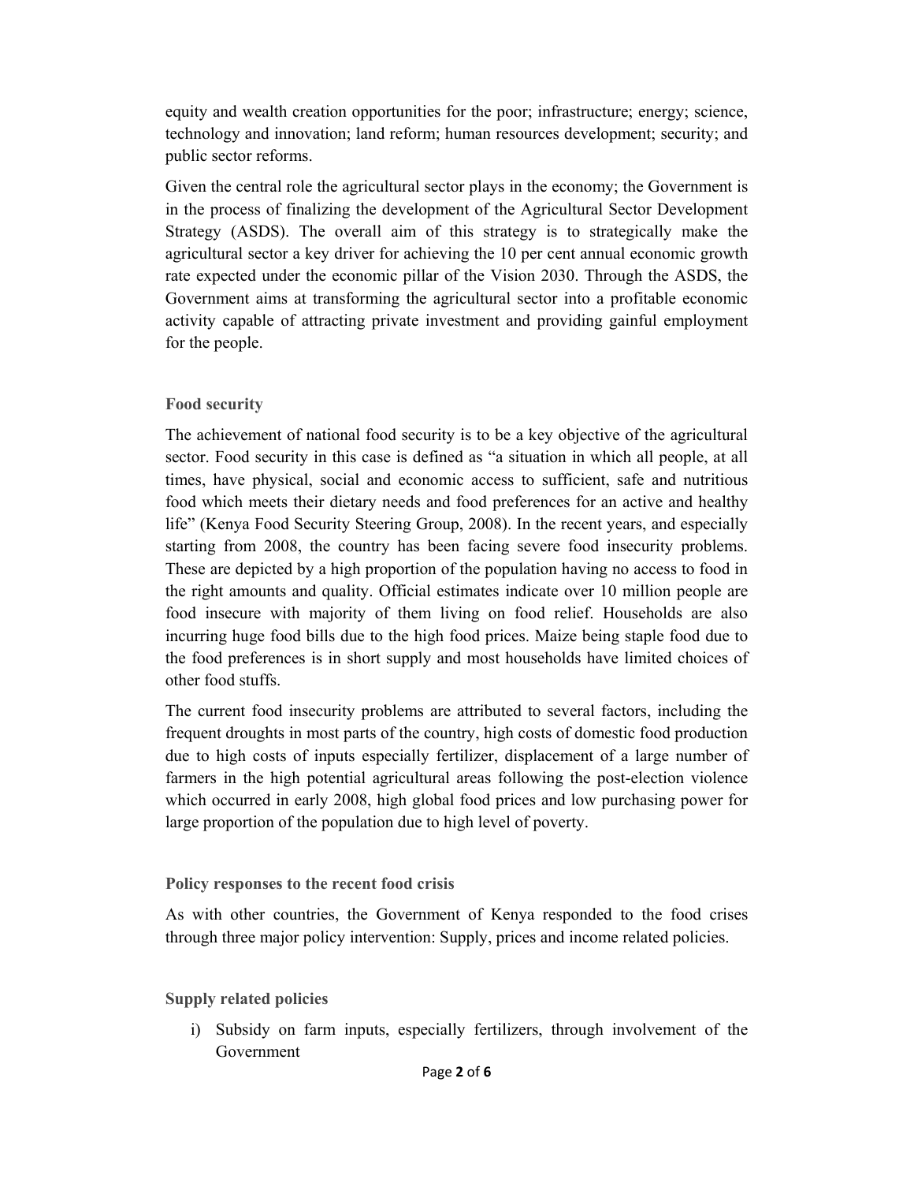equity and wealth creation opportunities for the poor; infrastructure; energy; science, technology and innovation; land reform; human resources development; security; and public sector reforms.

Given the central role the agricultural sector plays in the economy; the Government is in the process of finalizing the development of the Agricultural Sector Development Strategy (ASDS). The overall aim of this strategy is to strategically make the agricultural sector a key driver for achieving the 10 per cent annual economic growth rate expected under the economic pillar of the Vision 2030. Through the ASDS, the Government aims at transforming the agricultural sector into a profitable economic activity capable of attracting private investment and providing gainful employment for the people.

### Food security

The achievement of national food security is to be a key objective of the agricultural sector. Food security in this case is defined as "a situation in which all people, at all times, have physical, social and economic access to sufficient, safe and nutritious food which meets their dietary needs and food preferences for an active and healthy life" (Kenya Food Security Steering Group, 2008). In the recent years, and especially starting from 2008, the country has been facing severe food insecurity problems. These are depicted by a high proportion of the population having no access to food in the right amounts and quality. Official estimates indicate over 10 million people are food insecure with majority of them living on food relief. Households are also incurring huge food bills due to the high food prices. Maize being staple food due to the food preferences is in short supply and most households have limited choices of other food stuffs.

The current food insecurity problems are attributed to several factors, including the frequent droughts in most parts of the country, high costs of domestic food production due to high costs of inputs especially fertilizer, displacement of a large number of farmers in the high potential agricultural areas following the post-election violence which occurred in early 2008, high global food prices and low purchasing power for large proportion of the population due to high level of poverty.

### Policy responses to the recent food crisis

As with other countries, the Government of Kenya responded to the food crises through three major policy intervention: Supply, prices and income related policies.

### Supply related policies

i) Subsidy on farm inputs, especially fertilizers, through involvement of the Government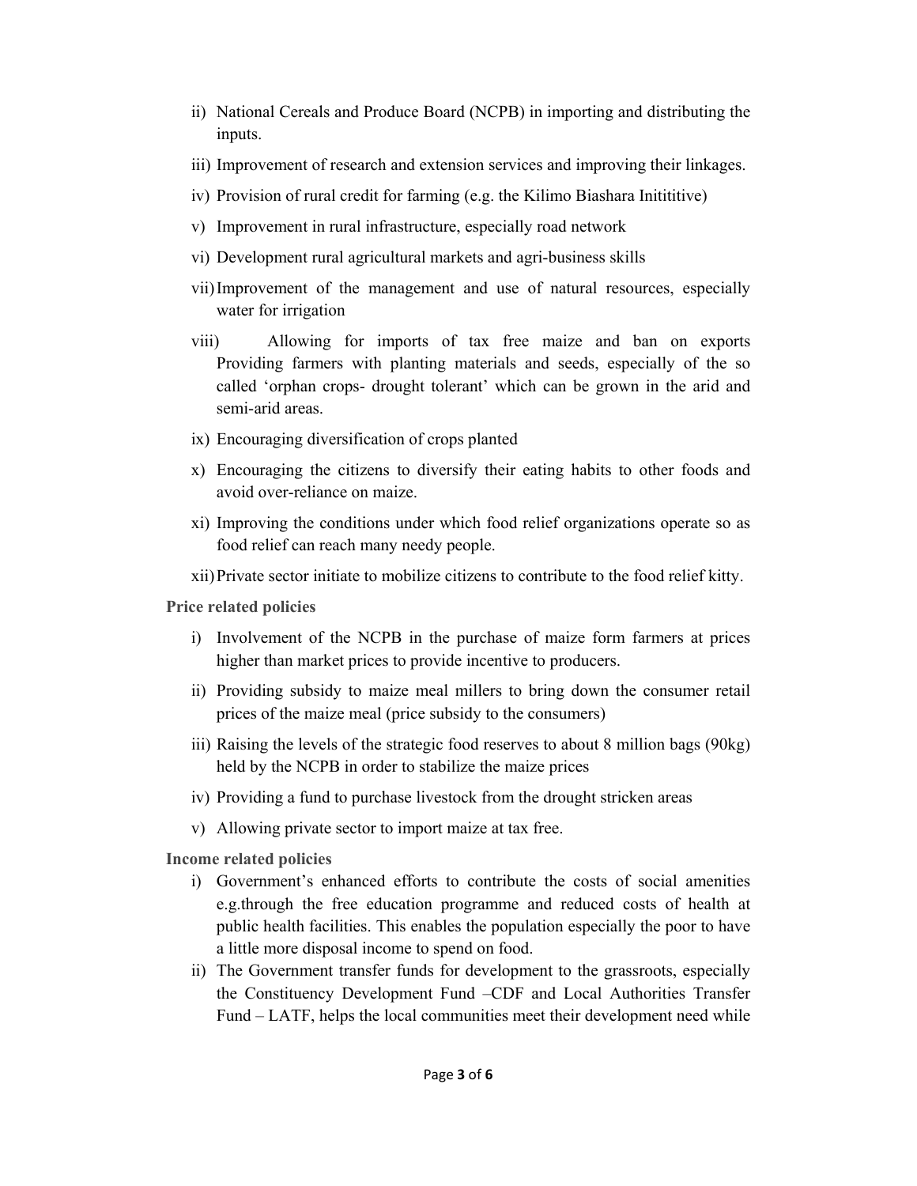ii) National Cereals and Produce Board (NCPB) in importing and distributing the inputs.

iii) Improvement of research and extension services and improving their linkages.

iv) Provision of rural credit for farming (e.g. the Kilimo Biashara Inititiitive)

v) Improvement in rural infrastructure, especially road network

vi) Development rural agricultural markets and agri-business skills

vii) Improvement of the management and use of natural resources, especially water for irrigation

viii) Allowing for imports of tax free maize and ban on exports Providing farmers with planting materials and seeds, especially of the so called 'orphan crops- drought tolerant' which can be grown in the arid and semi-arid areas.

ix) Encouraging diversification of crops planted

x) Encouraging the citizens to diversify their eating habits to other foods and avoid over-reliance on maize.

xi) Improving the conditions under which food relief organizations operate so as food relief can reach many needy people.

xii) Private sector initiate to mobilize citizens to contribute to the food relief kitty.

**Price related policies**

i) Involvement of the NCPB in the purchase of maize form farmers at prices higher than market prices to provide incentive to producers.

ii) Providing subsidy to maize meal millers to bring down the consumer retail prices of the maize meal (price subsidy to the consumers)

iii) Raising the levels of the strategic food reserves to about 8 million bags (90kg) held by the NCPB in order to stabilize the maize prices

iv) Providing a fund to purchase livestock from the drought stricken areas

v) Allowing private sector to import maize at tax free.

**Income related policies**

i) Government's enhanced efforts to contribute the costs of social amenities e.g.through the free education programme and reduced costs of health at public health facilities. This enables the population especially the poor to have a little more disposal income to spend on food.

ii) The Government transfer funds for development to the grassroots, especially the Constituency Development Fund –CDF and Local Authorities Transfer Fund – LATF, helps the local communities meet their development need while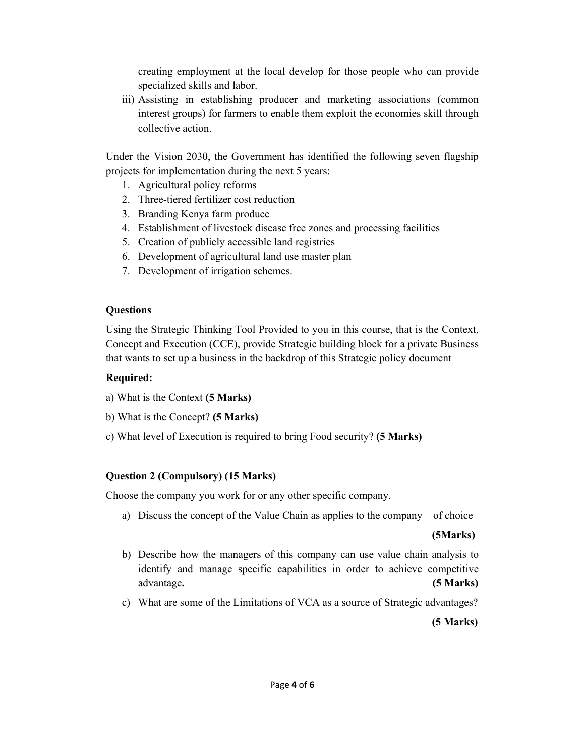creating employment at the local develop for those people who can provide specialized skills and labor.

iii) Assisting in establishing producer and marketing associations (common interest groups) for farmers to enable them exploit the economies skill through collective action.

Under the Vision 2030, the Government has identified the following seven flagship projects for implementation during the next 5 years:

1. Agricultural policy reforms
2. Three-tiered fertilizer cost reduction
3. Branding Kenya farm produce
4. Establishment of livestock disease free zones and processing facilities
5. Creation of publicly accessible land registries
6. Development of agricultural land use master plan
7. Development of irrigation schemes.

**Questions**

Using the Strategic Thinking Tool Provided to you in this course, that is the Context, Concept and Execution (CCE), provide Strategic building block for a private Business that wants to set up a business in the backdrop of this Strategic policy document

**Required:**

a) What is the Context **(5 Marks)**

b) What is the Concept? **(5 Marks)**

c) What level of Execution is required to bring Food security? **(5 Marks)**

**Question 2 (Compulsory) (15 Marks)**

Choose the company you work for or any other specific company.

a) Discuss the concept of the Value Chain as applies to the company of choice **(5Marks)**

b) Describe how the managers of this company can use value chain analysis to identify and manage specific capabilities in order to achieve competitive advantage**.** **(5 Marks)**

c) What are some of the Limitations of VCA as a source of Strategic advantages? **(5 Marks)**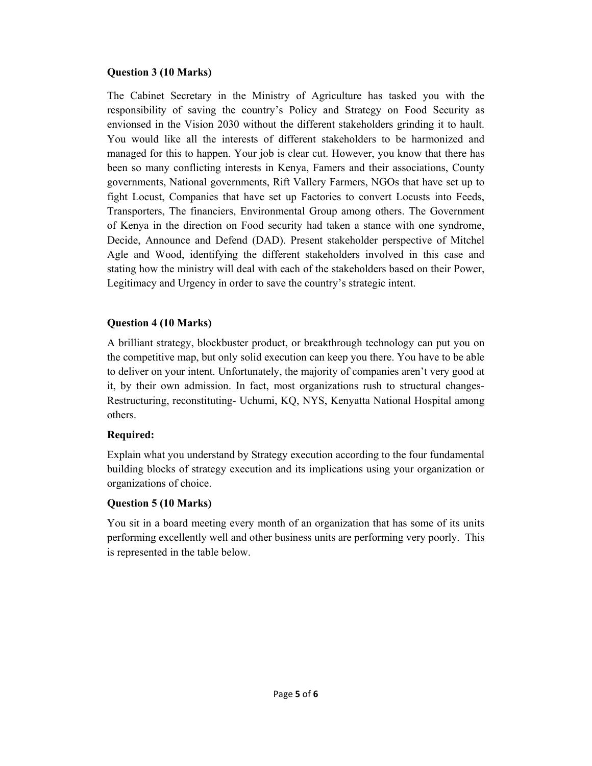**Question 3 (10 Marks)**

The Cabinet Secretary in the Ministry of Agriculture has tasked you with the responsibility of saving the country's Policy and Strategy on Food Security as envionsed in the Vision 2030 without the different stakeholders grinding it to hault. You would like all the interests of different stakeholders to be harmonized and managed for this to happen. Your job is clear cut. However, you know that there has been so many conflicting interests in Kenya, Famers and their associations, County governments, National governments, Rift Valley Farmers, NGOs that have set up to fight Locust, Companies that have set up Factories to convert Locusts into Feeds, Transporters, The financiers, Environmental Group among others. The Government of Kenya in the direction on Food security had taken a stance with one syndrome, Decide, Announce and Defend (DAD). Present stakeholder perspective of Mitchel Agle and Wood, identifying the different stakeholders involved in this case and stating how the ministry will deal with each of the stakeholders based on their Power, Legitimacy and Urgency in order to save the country's strategic intent.

**Question 4 (10 Marks)**

A brilliant strategy, blockbuster product, or breakthrough technology can put you on the competitive map, but only solid execution can keep you there. You have to be able to deliver on your intent. Unfortunately, the majority of companies aren't very good at it, by their own admission. In fact, most organizations rush to structural changes- Restructuring, reconstituting- Uchumi, KQ, NYS, Kenyatta National Hospital among others.

**Required:**

Explain what you understand by Strategy execution according to the four fundamental building blocks of strategy execution and its implications using your organization or organizations of choice.

**Question 5 (10 Marks)**

You sit in a board meeting every month of an organization that has some of its units performing excellently well and other business units are performing very poorly. This is represented in the table below.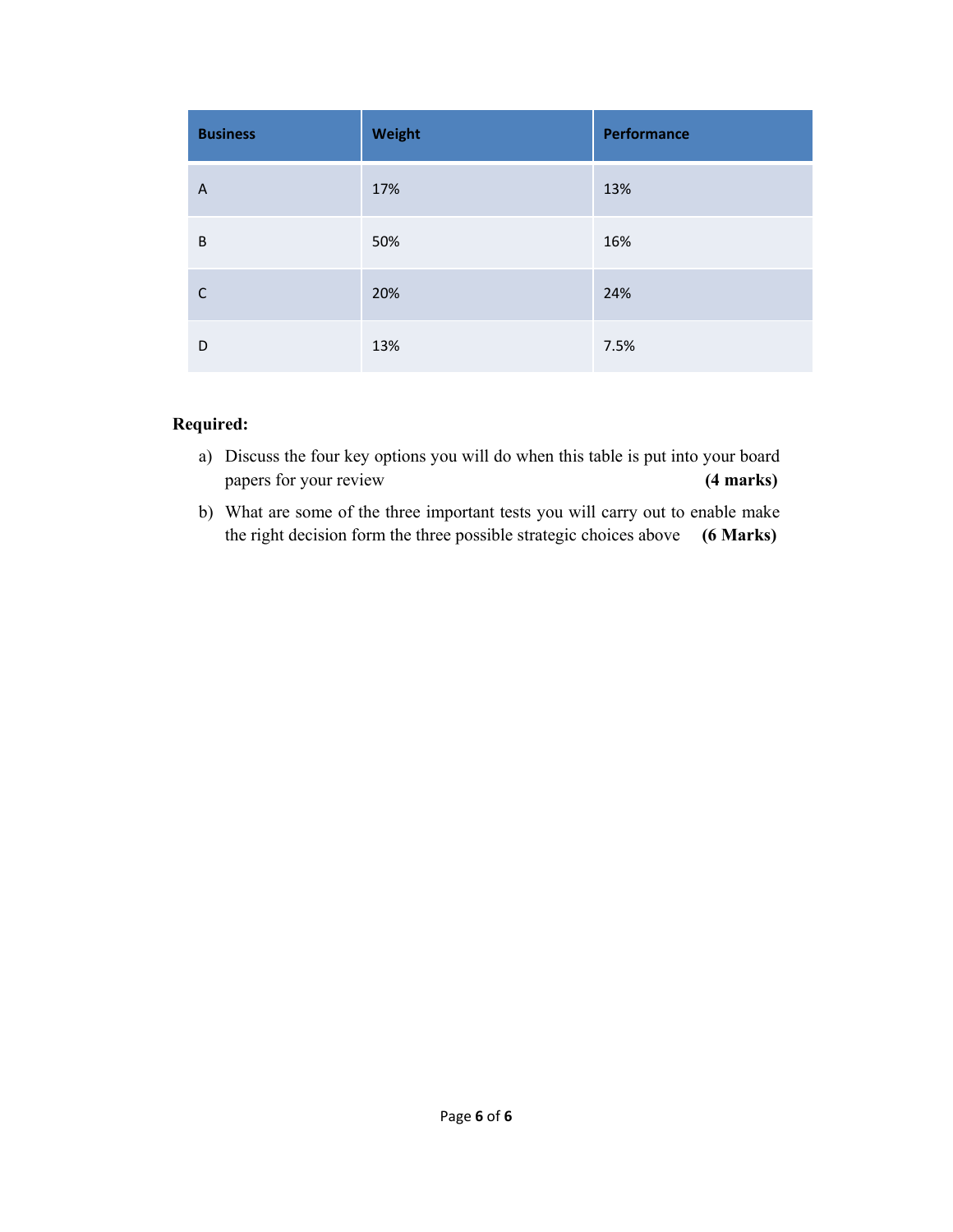| Business | Weight | Performance |
|---|---|---|
| A | 17% | 13% |
| B | 50% | 16% |
| C | 20% | 24% |
| D | 13% | 7.5% |

**Required:**

a) Discuss the four key options you will do when this table is put into your board papers for your review **(4 marks)**

b) What are some of the three important tests you will carry out to enable make the right decision form the three possible strategic choices above **(6 Marks)**